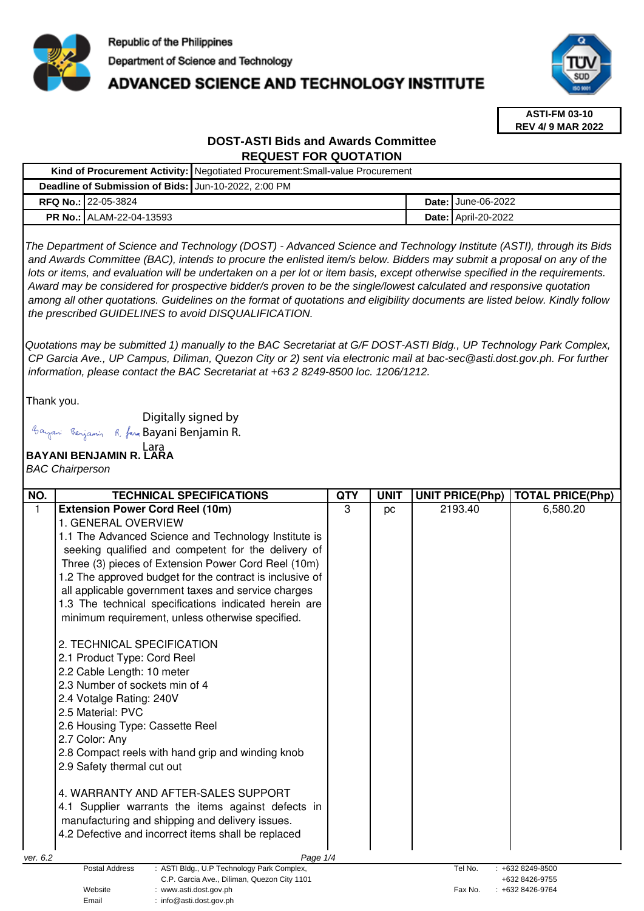Republic of the Philippines
Department of Science and Technology
**ADVANCED SCIENCE AND TECHNOLOGY INSTITUTE**

**ASTI-FM 03-10**
**REV 4/ 9 MAR 2022**

## DOST-ASTI Bids and Awards Committee
## REQUEST FOR QUOTATION

| **Kind of Procurement Activity:** | Negotiated Procurement:Small-value Procurement | | |
|---|---|---|---|
| **Deadline of Submission of Bids:** | Jun-10-2022, 2:00 PM | | |
| **RFQ No.:** | 22-05-3824 | **Date:** | June-06-2022 |
| **PR No.:** | ALAM-22-04-13593 | **Date:** | April-20-2022 |

*The Department of Science and Technology (DOST) - Advanced Science and Technology Institute (ASTI), through its Bids and Awards Committee (BAC), intends to procure the enlisted item/s below. Bidders may submit a proposal on any of the lots or items, and evaluation will be undertaken on a per lot or item basis, except otherwise specified in the requirements. Award may be considered for prospective bidder/s proven to be the single/lowest calculated and responsive quotation among all other quotations. Guidelines on the format of quotations and eligibility documents are listed below. Kindly follow the prescribed GUIDELINES to avoid DISQUALIFICATION.*

*Quotations may be submitted 1) manually to the BAC Secretariat at G/F DOST-ASTI Bldg., UP Technology Park Complex, CP Garcia Ave., UP Campus, Diliman, Quezon City or 2) sent via electronic mail at bac-sec@asti.dost.gov.ph. For further information, please contact the BAC Secretariat at +63 2 8249-8500 loc. 1206/1212.*

Thank you.

Digitally signed by Bayani Benjamin R. Lara

**BAYANI BENJAMIN R. LARA**
*BAC Chairperson*

| NO. | TECHNICAL SPECIFICATIONS | QTY | UNIT | UNIT PRICE(Php) | TOTAL PRICE(Php) |
|---|---|---|---|---|---|
| 1 | **Extension Power Cord Reel (10m)**<br>1. GENERAL OVERVIEW<br>1.1 The Advanced Science and Technology Institute is seeking qualified and competent for the delivery of Three (3) pieces of Extension Power Cord Reel (10m)<br>1.2 The approved budget for the contract is inclusive of all applicable government taxes and service charges<br>1.3 The technical specifications indicated herein are minimum requirement, unless otherwise specified.<br><br>2. TECHNICAL SPECIFICATION<br>2.1 Product Type: Cord Reel<br>2.2 Cable Length: 10 meter<br>2.3 Number of sockets min of 4<br>2.4 Votalge Rating: 240V<br>2.5 Material: PVC<br>2.6 Housing Type: Cassette Reel<br>2.7 Color: Any<br>2.8 Compact reels with hand grip and winding knob<br>2.9 Safety thermal cut out<br><br>4. WARRANTY AND AFTER-SALES SUPPORT<br>4.1 Supplier warrants the items against defects in manufacturing and shipping and delivery issues.<br>4.2 Defective and incorrect items shall be replaced | 3 | pc | 2193.40 | 6,580.20 |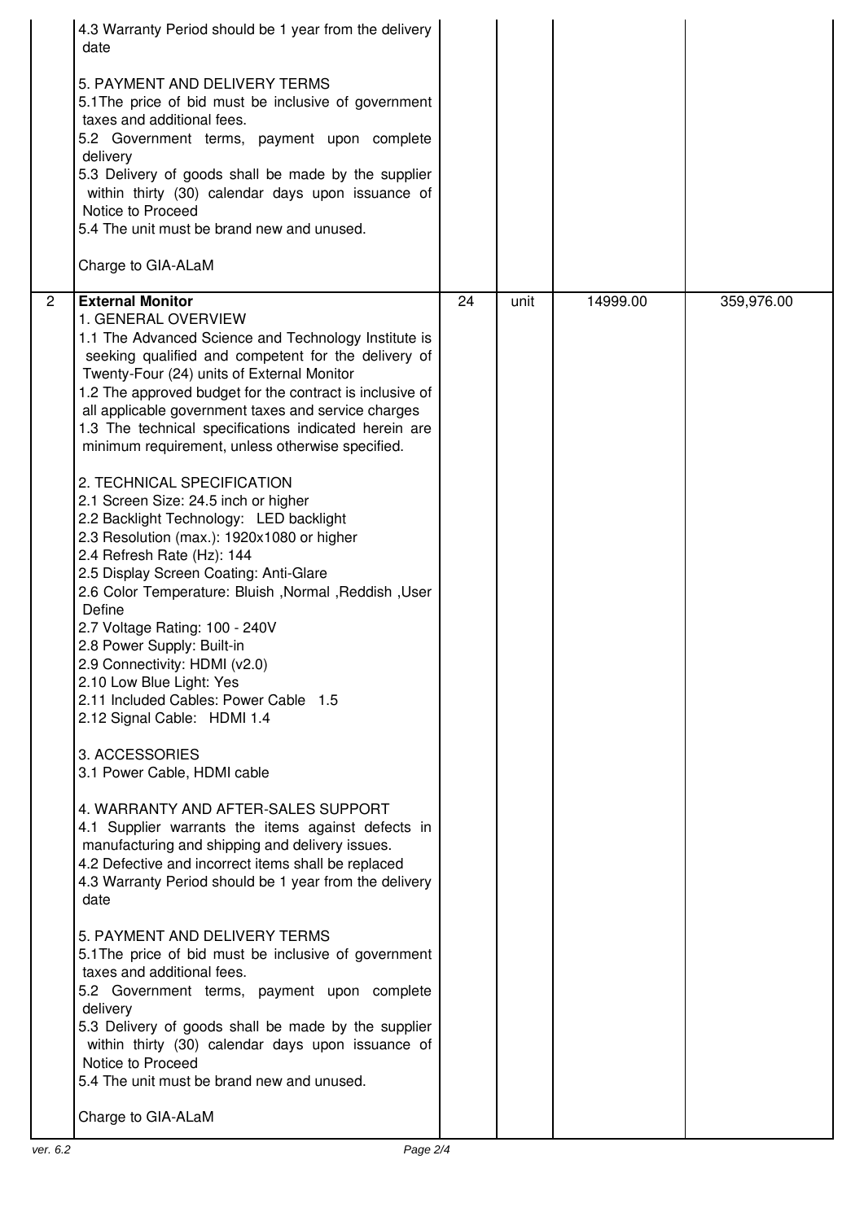| | | | | | |
|---|---|---|---|---|---|
| | 4.3 Warranty Period should be 1 year from the delivery date<br><br>5. PAYMENT AND DELIVERY TERMS<br>5.1The price of bid must be inclusive of government taxes and additional fees.<br>5.2 Government terms, payment upon complete delivery<br>5.3 Delivery of goods shall be made by the supplier within thirty (30) calendar days upon issuance of Notice to Proceed<br>5.4 The unit must be brand new and unused.<br><br>Charge to GIA-ALaM | | | | |
| 2 | **External Monitor**<br>1. GENERAL OVERVIEW<br>1.1 The Advanced Science and Technology Institute is seeking qualified and competent for the delivery of Twenty-Four (24) units of External Monitor<br>1.2 The approved budget for the contract is inclusive of all applicable government taxes and service charges<br>1.3 The technical specifications indicated herein are minimum requirement, unless otherwise specified.<br><br>2. TECHNICAL SPECIFICATION<br>2.1 Screen Size: 24.5 inch or higher<br>2.2 Backlight Technology: LED backlight<br>2.3 Resolution (max.): 1920x1080 or higher<br>2.4 Refresh Rate (Hz): 144<br>2.5 Display Screen Coating: Anti-Glare<br>2.6 Color Temperature: Bluish ,Normal ,Reddish ,User Define<br>2.7 Voltage Rating: 100 - 240V<br>2.8 Power Supply: Built-in<br>2.9 Connectivity: HDMI (v2.0)<br>2.10 Low Blue Light: Yes<br>2.11 Included Cables: Power Cable 1.5<br>2.12 Signal Cable: HDMI 1.4<br><br>3. ACCESSORIES<br>3.1 Power Cable, HDMI cable<br><br>4. WARRANTY AND AFTER-SALES SUPPORT<br>4.1 Supplier warrants the items against defects in manufacturing and shipping and delivery issues.<br>4.2 Defective and incorrect items shall be replaced<br>4.3 Warranty Period should be 1 year from the delivery date<br><br>5. PAYMENT AND DELIVERY TERMS<br>5.1The price of bid must be inclusive of government taxes and additional fees.<br>5.2 Government terms, payment upon complete delivery<br>5.3 Delivery of goods shall be made by the supplier within thirty (30) calendar days upon issuance of Notice to Proceed<br>5.4 The unit must be brand new and unused.<br><br>Charge to GIA-ALaM | 24 | unit | 14999.00 | 359,976.00 |

ver. 6.2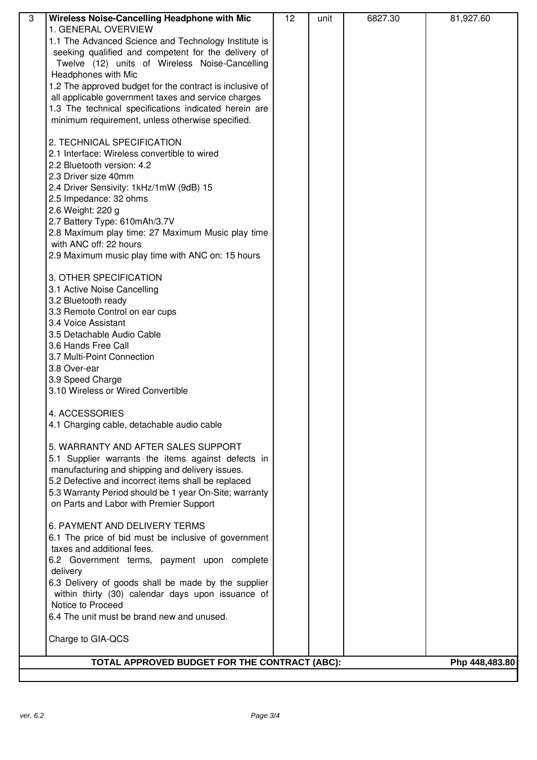| 3 | **Wireless Noise-Cancelling Headphone with Mic**<br>1. GENERAL OVERVIEW<br>1.1 The Advanced Science and Technology Institute is seeking qualified and competent for the delivery of Twelve (12) units of Wireless Noise-Cancelling Headphones with Mic<br>1.2 The approved budget for the contract is inclusive of all applicable government taxes and service charges<br>1.3 The technical specifications indicated herein are minimum requirement, unless otherwise specified.<br><br>2. TECHNICAL SPECIFICATION<br>2.1 Interface: Wireless convertible to wired<br>2.2 Bluetooth version: 4.2<br>2.3 Driver size 40mm<br>2.4 Driver Sensivity: 1kHz/1mW (9dB) 15<br>2.5 Impedance: 32 ohms<br>2.6 Weight: 220 g<br>2.7 Battery Type: 610mAh/3.7V<br>2.8 Maximum play time: 27 Maximum Music play time with ANC off: 22 hours<br>2.9 Maximum music play time with ANC on: 15 hours<br><br>3. OTHER SPECIFICATION<br>3.1 Active Noise Cancelling<br>3.2 Bluetooth ready<br>3.3 Remote Control on ear cups<br>3.4 Voice Assistant<br>3.5 Detachable Audio Cable<br>3.6 Hands Free Call<br>3.7 Multi-Point Connection<br>3.8 Over-ear<br>3.9 Speed Charge<br>3.10 Wireless or Wired Convertible<br><br>4. ACCESSORIES<br>4.1 Charging cable, detachable audio cable<br><br>5. WARRANTY AND AFTER SALES SUPPORT<br>5.1 Supplier warrants the items against defects in manufacturing and shipping and delivery issues.<br>5.2 Defective and incorrect items shall be replaced<br>5.3 Warranty Period should be 1 year On-Site; warranty on Parts and Labor with Premier Support<br><br>6. PAYMENT AND DELIVERY TERMS<br>6.1 The price of bid must be inclusive of government taxes and additional fees.<br>6.2 Government terms, payment upon complete delivery<br>6.3 Delivery of goods shall be made by the supplier within thirty (30) calendar days upon issuance of Notice to Proceed<br>6.4 The unit must be brand new and unused.<br><br>Charge to GIA-QCS | 12 | unit | 6827.30 | 81,927.60 |
|---|---|---|---|---|---|
| **TOTAL APPROVED BUDGET FOR THE CONTRACT (ABC):** | | | | | **Php 448,483.80** |

ver. 6.2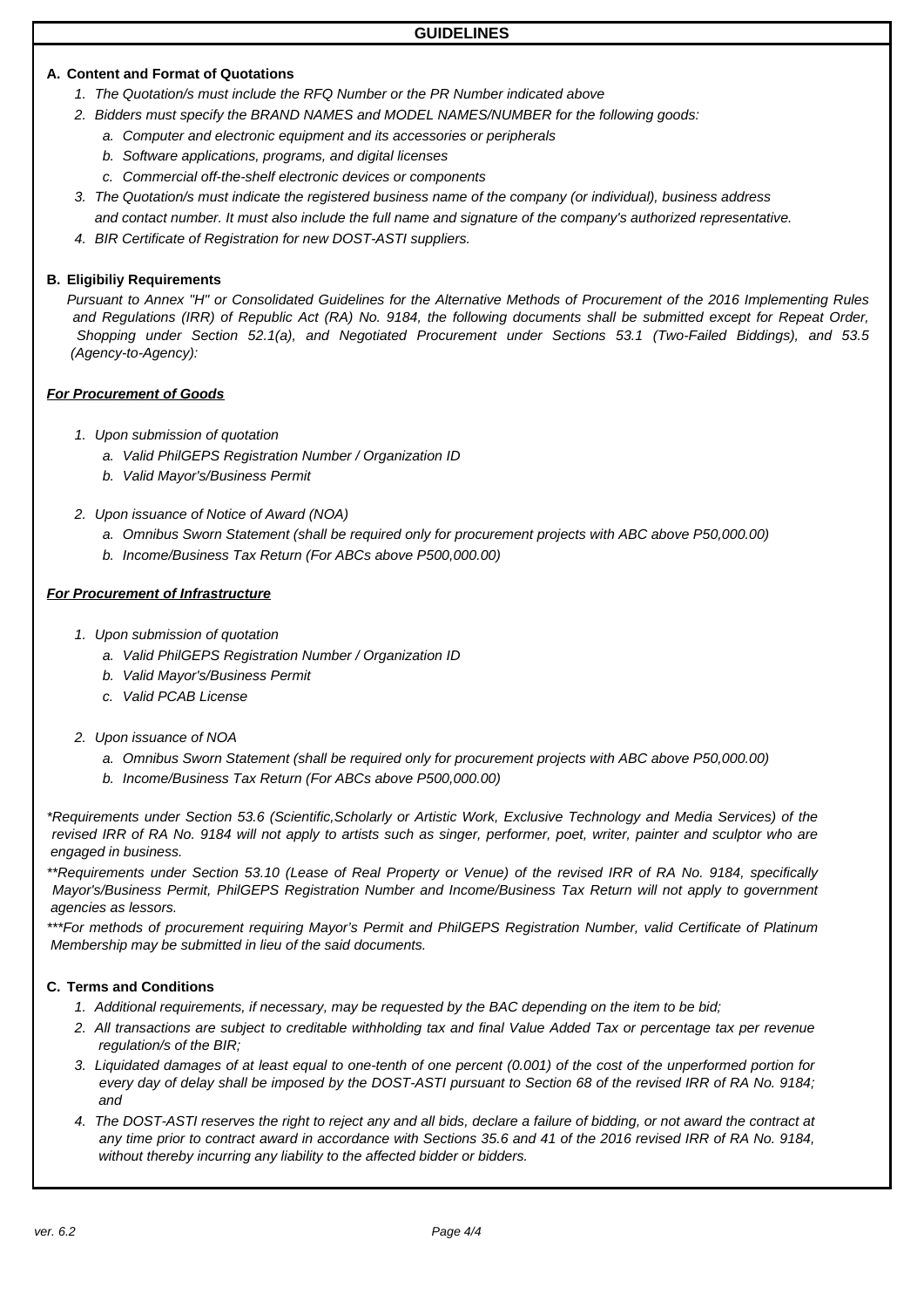# GUIDELINES

**A. Content and Format of Quotations**

1. *The Quotation/s must include the RFQ Number or the PR Number indicated above*
2. *Bidders must specify the BRAND NAMES and MODEL NAMES/NUMBER for the following goods:*
   a. *Computer and electronic equipment and its accessories or peripherals*
   b. *Software applications, programs, and digital licenses*
   c. *Commercial off-the-shelf electronic devices or components*
3. *The Quotation/s must indicate the registered business name of the company (or individual), business address and contact number. It must also include the full name and signature of the company's authorized representative.*
4. *BIR Certificate of Registration for new DOST-ASTI suppliers.*

**B. Eligibiliy Requirements**

*Pursuant to Annex "H" or Consolidated Guidelines for the Alternative Methods of Procurement of the 2016 Implementing Rules and Regulations (IRR) of Republic Act (RA) No. 9184, the following documents shall be submitted except for Repeat Order, Shopping under Section 52.1(a), and Negotiated Procurement under Sections 53.1 (Two-Failed Biddings), and 53.5 (Agency-to-Agency):*

***For Procurement of Goods***

1. *Upon submission of quotation*
   a. *Valid PhilGEPS Registration Number / Organization ID*
   b. *Valid Mayor's/Business Permit*
2. *Upon issuance of Notice of Award (NOA)*
   a. *Omnibus Sworn Statement (shall be required only for procurement projects with ABC above P50,000.00)*
   b. *Income/Business Tax Return (For ABCs above P500,000.00)*

***For Procurement of Infrastructure***

1. *Upon submission of quotation*
   a. *Valid PhilGEPS Registration Number / Organization ID*
   b. *Valid Mayor's/Business Permit*
   c. *Valid PCAB License*
2. *Upon issuance of NOA*
   a. *Omnibus Sworn Statement (shall be required only for procurement projects with ABC above P50,000.00)*
   b. *Income/Business Tax Return (For ABCs above P500,000.00)*

**Requirements under Section 53.6 (Scientific,Scholarly or Artistic Work, Exclusive Technology and Media Services) of the revised IRR of RA No. 9184 will not apply to artists such as singer, performer, poet, writer, painter and sculptor who are engaged in business.*

***Requirements under Section 53.10 (Lease of Real Property or Venue) of the revised IRR of RA No. 9184, specifically Mayor's/Business Permit, PhilGEPS Registration Number and Income/Business Tax Return will not apply to government agencies as lessors.*

****For methods of procurement requiring Mayor's Permit and PhilGEPS Registration Number, valid Certificate of Platinum Membership may be submitted in lieu of the said documents.*

**C. Terms and Conditions**

1. *Additional requirements, if necessary, may be requested by the BAC depending on the item to be bid;*
2. *All transactions are subject to creditable withholding tax and final Value Added Tax or percentage tax per revenue regulation/s of the BIR;*
3. *Liquidated damages of at least equal to one-tenth of one percent (0.001) of the cost of the unperformed portion for every day of delay shall be imposed by the DOST-ASTI pursuant to Section 68 of the revised IRR of RA No. 9184; and*
4. *The DOST-ASTI reserves the right to reject any and all bids, declare a failure of bidding, or not award the contract at any time prior to contract award in accordance with Sections 35.6 and 41 of the 2016 revised IRR of RA No. 9184, without thereby incurring any liability to the affected bidder or bidders.*

*ver. 6.2*